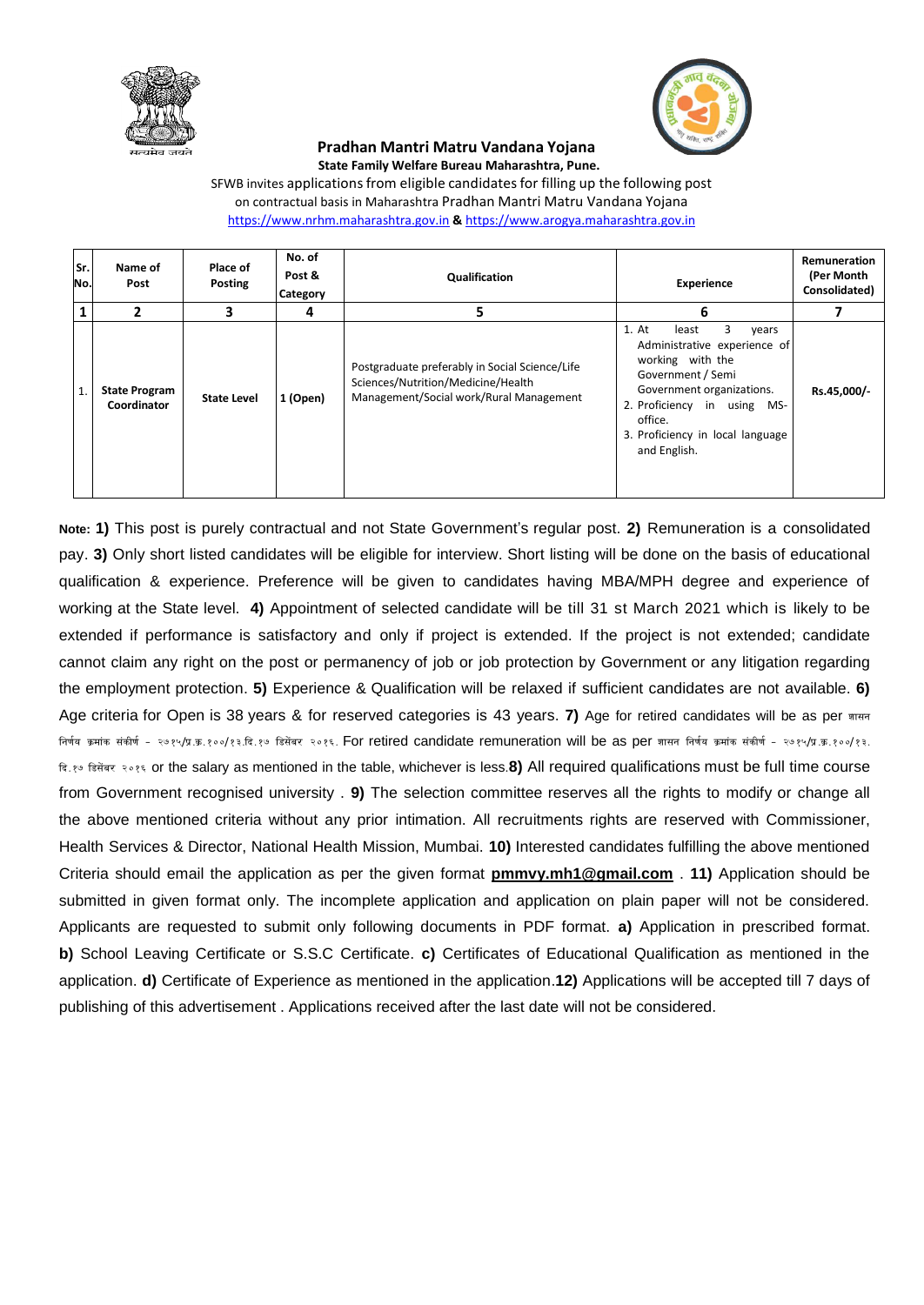**Pradhan Mantri Matru Vandana Yojana**

**State Family Welfare Bureau Maharashtra, Pune.**

SFWB invites applications from eligible candidates for filling up the following post on contractual basis in Maharashtra Pradhan Mantri Matru Vandana Yojana
https://www.nrhm.maharashtra.gov.in **&** https://www.arogya.maharashtra.gov.in

| Sr. No. | Name of Post | Place of Posting | No. of Post & Category | Qualification | Experience | Remuneration (Per Month Consolidated) |
|---|---|---|---|---|---|---|
| **1** | **2** | **3** | **4** | **5** | **6** | **7** |
| 1. | **State Program Coordinator** | **State Level** | **1 (Open)** | Postgraduate preferably in Social Science/Life Sciences/Nutrition/Medicine/Health Management/Social work/Rural Management | 1. At least 3 years Administrative experience of working with the Government / Semi Government organizations.<br>2. Proficiency in using MS-office.<br>3. Proficiency in local language and English. | **Rs.45,000/-** |

**Note: 1)** This post is purely contractual and not State Government's regular post. **2)** Remuneration is a consolidated pay. **3)** Only short listed candidates will be eligible for interview. Short listing will be done on the basis of educational qualification & experience. Preference will be given to candidates having MBA/MPH degree and experience of working at the State level. **4)** Appointment of selected candidate will be till 31 st March 2021 which is likely to be extended if performance is satisfactory and only if project is extended. If the project is not extended; candidate cannot claim any right on the post or permanency of job or job protection by Government or any litigation regarding the employment protection. **5)** Experience & Qualification will be relaxed if sufficient candidates are not available. **6)** Age criteria for Open is 38 years & for reserved categories is 43 years. **7)** Age for retired candidates will be as per शासन निर्णय क्रमांक संकीर्ण - २७१५/प्र.क्र.१००/१३.दि.१७ डिसेंबर २०१६. For retired candidate remuneration will be as per शासन निर्णय क्रमांक संकीर्ण - २७१५/प्र.क्र.१००/१३. दि.१७ डिसेंबर २०१६ or the salary as mentioned in the table, whichever is less.**8)** All required qualifications must be full time course from Government recognised university . **9)** The selection committee reserves all the rights to modify or change all the above mentioned criteria without any prior intimation. All recruitments rights are reserved with Commissioner, Health Services & Director, National Health Mission, Mumbai. **10)** Interested candidates fulfilling the above mentioned Criteria should email the application as per the given format **pmmvy.mh1@gmail.com** . **11)** Application should be submitted in given format only. The incomplete application and application on plain paper will not be considered. Applicants are requested to submit only following documents in PDF format. **a)** Application in prescribed format. **b)** School Leaving Certificate or S.S.C Certificate. **c)** Certificates of Educational Qualification as mentioned in the application. **d)** Certificate of Experience as mentioned in the application.**12)** Applications will be accepted till 7 days of publishing of this advertisement . Applications received after the last date will not be considered.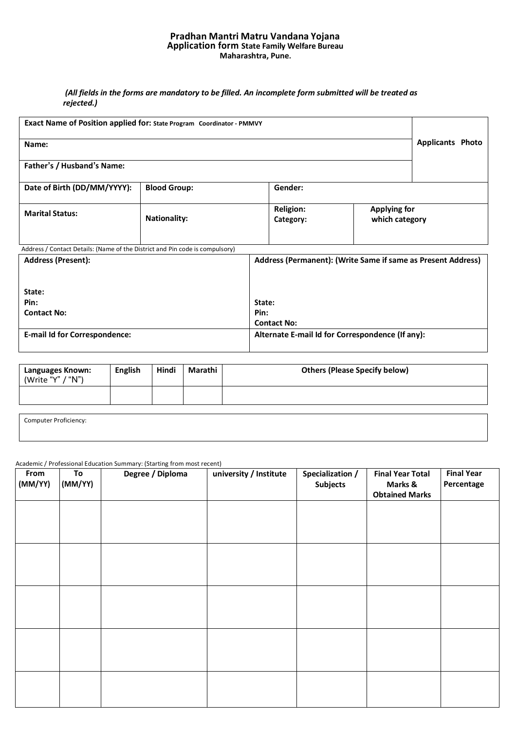**Pradhan Mantri Matru Vandana Yojana**
**Application form State Family Welfare Bureau**
**Maharashtra, Pune.**

***(All fields in the forms are mandatory to be filled. An incomplete form submitted will be treated as rejected.)***

| **Exact Name of Position applied for:** State Program Coordinator - PMMVY | | | | **Applicants Photo** |
|---|---|---|---|---|
| **Name:** | | | | |
| **Father's / Husband's Name:** | | | | |
| **Date of Birth (DD/MM/YYYY):** | **Blood Group:** | **Gender:** | | |
| **Marital Status:** | **Nationality:** | **Religion:** **Category:** | **Applying for which category** | |

Address / Contact Details: (Name of the District and Pin code is compulsory)

| **Address (Present):** | **Address (Permanent): (Write Same if same as Present Address)** |
|---|---|
| **State:** **Pin:** **Contact No:** | **State:** **Pin:** **Contact No:** |
| **E-mail Id for Correspondence:** | **Alternate E-mail Id for Correspondence (If any):** |

| **Languages Known:** (Write "Y" / "N") | **English** | **Hindi** | **Marathi** | **Others (Please Specify below)** |
|---|---|---|---|---|
| | | | | |

Computer Proficiency:

Academic / Professional Education Summary: (Starting from most recent)

| **From (MM/YY)** | **To (MM/YY)** | **Degree / Diploma** | **university / Institute** | **Specialization / Subjects** | **Final Year Total Marks & Obtained Marks** | **Final Year Percentage** |
|---|---|---|---|---|---|---|
| | | | | | | |
| | | | | | | |
| | | | | | | |
| | | | | | | |
| | | | | | | |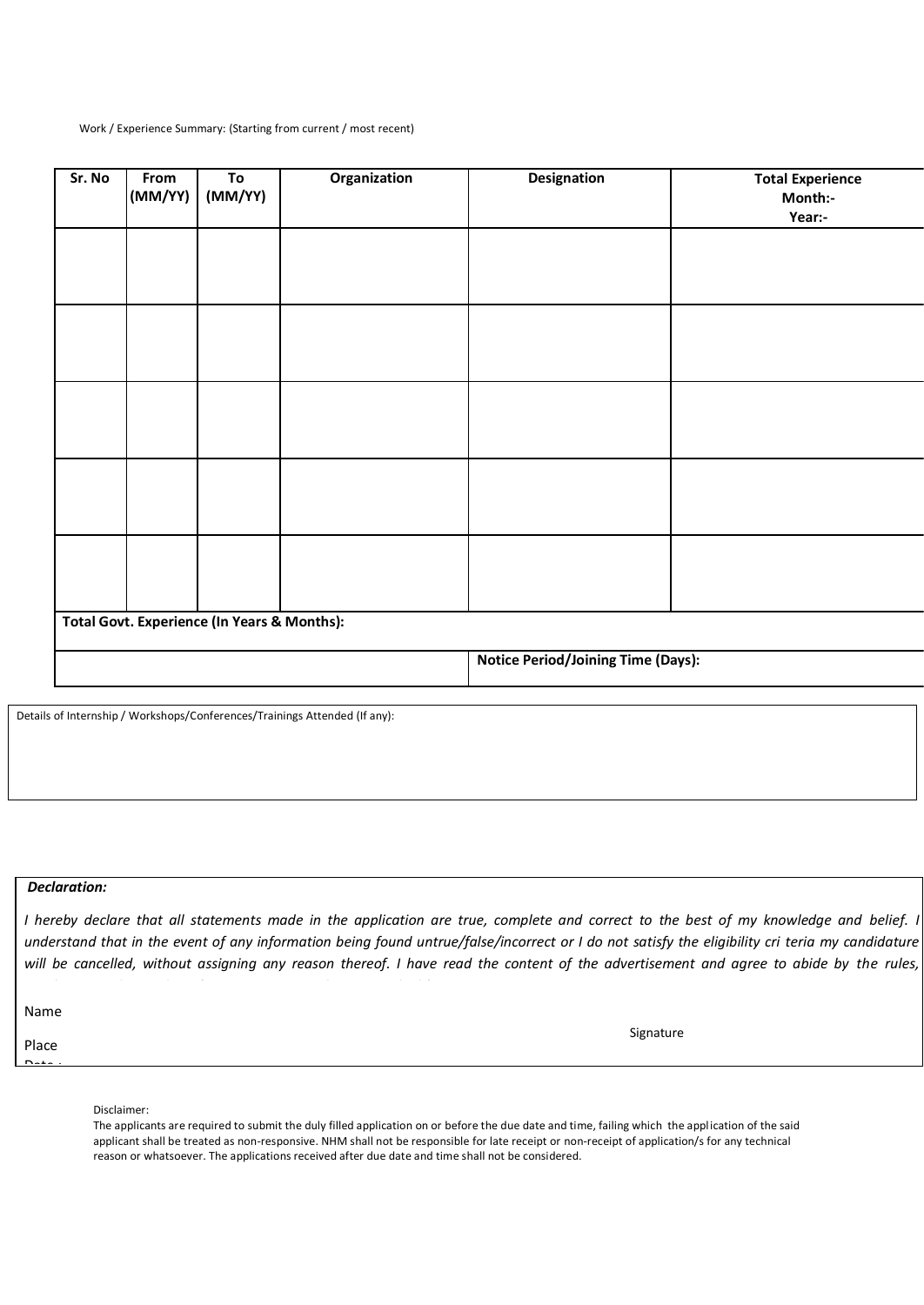Work / Experience Summary: (Starting from current / most recent)

| Sr. No | From (MM/YY) | To (MM/YY) | Organization | Designation | Total Experience Month:- Year:- |
|---|---|---|---|---|---|
| | | | | | |
| | | | | | |
| | | | | | |
| | | | | | |
| | | | | | |
| **Total Govt. Experience (In Years & Months):** | | | | | |
| | | | | **Notice Period/Joining Time (Days):** | |

Details of Internship / Workshops/Conferences/Trainings Attended (If any):

***Declaration:***

*I hereby declare that all statements made in the application are true, complete and correct to the best of my knowledge and belief. I understand that in the event of any information being found untrue/false/incorrect or I do not satisfy the eligibility cri teria my candidature will be cancelled, without assigning any reason thereof. I have read the content of the advertisement and agree to abide by the rules,*

Name

Place

Signature

Disclaimer:

The applicants are required to submit the duly filled application on or before the due date and time, failing which the application of the said applicant shall be treated as non-responsive. NHM shall not be responsible for late receipt or non-receipt of application/s for any technical reason or whatsoever. The applications received after due date and time shall not be considered.